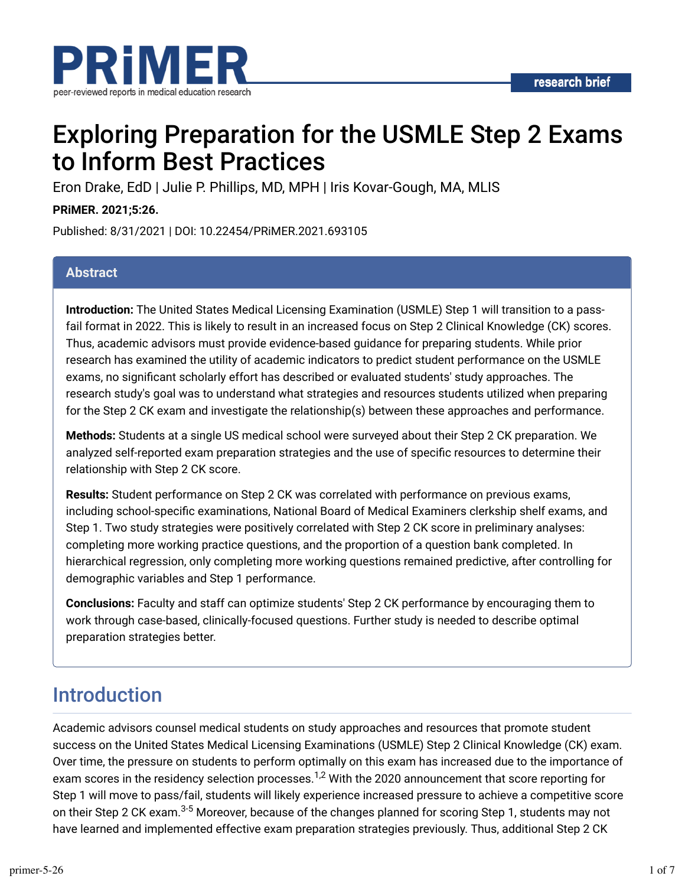PRiMER

peer-reviewed reports in medical education research

research brief

# Exploring Preparation for the USMLE Step 2 Exams to Inform Best Practices

Eron Drake, EdD | Julie P. Phillips, MD, MPH | Iris Kovar-Gough, MA, MLIS

**PRiMER. 2021;5:26.**

Published: 8/31/2021 | DOI: 10.22454/PRiMER.2021.693105

## Abstract

**Introduction:** The United States Medical Licensing Examination (USMLE) Step 1 will transition to a pass-fail format in 2022. This is likely to result in an increased focus on Step 2 Clinical Knowledge (CK) scores. Thus, academic advisors must provide evidence-based guidance for preparing students. While prior research has examined the utility of academic indicators to predict student performance on the USMLE exams, no significant scholarly effort has described or evaluated students' study approaches. The research study's goal was to understand what strategies and resources students utilized when preparing for the Step 2 CK exam and investigate the relationship(s) between these approaches and performance.

**Methods:** Students at a single US medical school were surveyed about their Step 2 CK preparation. We analyzed self-reported exam preparation strategies and the use of specific resources to determine their relationship with Step 2 CK score.

**Results:** Student performance on Step 2 CK was correlated with performance on previous exams, including school-specific examinations, National Board of Medical Examiners clerkship shelf exams, and Step 1. Two study strategies were positively correlated with Step 2 CK score in preliminary analyses: completing more working practice questions, and the proportion of a question bank completed. In hierarchical regression, only completing more working questions remained predictive, after controlling for demographic variables and Step 1 performance.

**Conclusions:** Faculty and staff can optimize students' Step 2 CK performance by encouraging them to work through case-based, clinically-focused questions. Further study is needed to describe optimal preparation strategies better.

## Introduction

Academic advisors counsel medical students on study approaches and resources that promote student success on the United States Medical Licensing Examinations (USMLE) Step 2 Clinical Knowledge (CK) exam. Over time, the pressure on students to perform optimally on this exam has increased due to the importance of exam scores in the residency selection processes.[1,2] With the 2020 announcement that score reporting for Step 1 will move to pass/fail, students will likely experience increased pressure to achieve a competitive score on their Step 2 CK exam.[3-5] Moreover, because of the changes planned for scoring Step 1, students may not have learned and implemented effective exam preparation strategies previously. Thus, additional Step 2 CK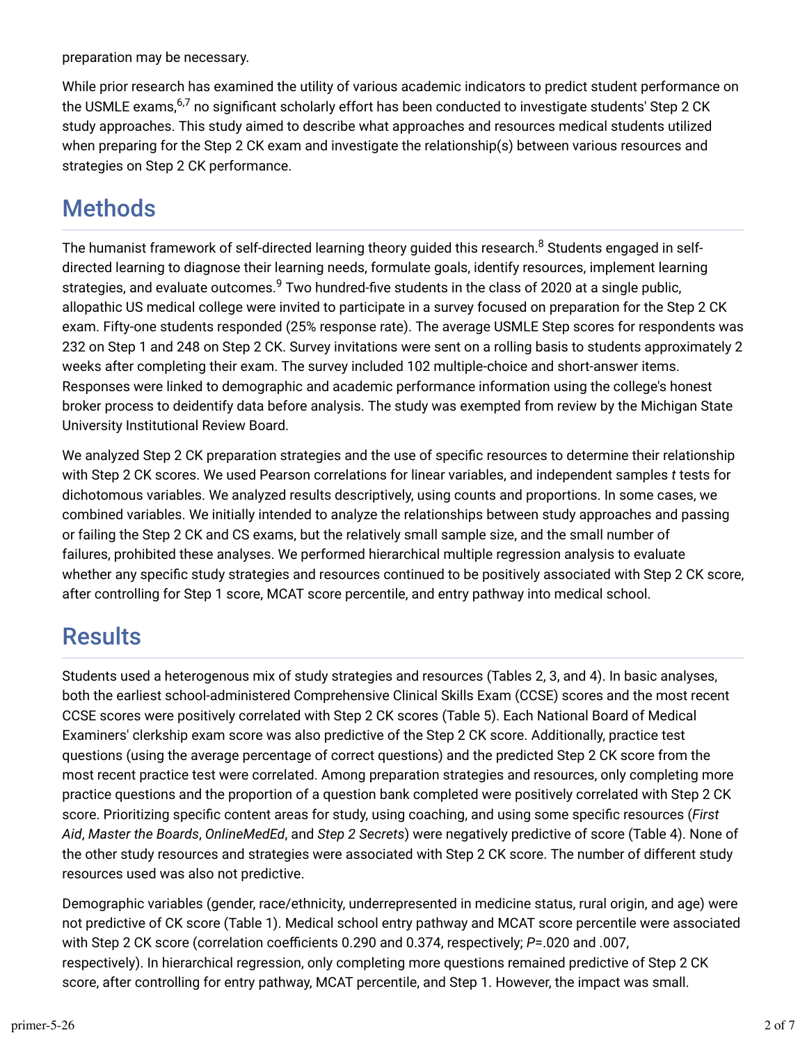preparation may be necessary.

While prior research has examined the utility of various academic indicators to predict student performance on the USMLE exams,[6,7] no significant scholarly effort has been conducted to investigate students' Step 2 CK study approaches. This study aimed to describe what approaches and resources medical students utilized when preparing for the Step 2 CK exam and investigate the relationship(s) between various resources and strategies on Step 2 CK performance.

## Methods

The humanist framework of self-directed learning theory guided this research.[8] Students engaged in self-directed learning to diagnose their learning needs, formulate goals, identify resources, implement learning strategies, and evaluate outcomes.[9] Two hundred-five students in the class of 2020 at a single public, allopathic US medical college were invited to participate in a survey focused on preparation for the Step 2 CK exam. Fifty-one students responded (25% response rate). The average USMLE Step scores for respondents was 232 on Step 1 and 248 on Step 2 CK. Survey invitations were sent on a rolling basis to students approximately 2 weeks after completing their exam. The survey included 102 multiple-choice and short-answer items. Responses were linked to demographic and academic performance information using the college's honest broker process to deidentify data before analysis. The study was exempted from review by the Michigan State University Institutional Review Board.

We analyzed Step 2 CK preparation strategies and the use of specific resources to determine their relationship with Step 2 CK scores. We used Pearson correlations for linear variables, and independent samples *t* tests for dichotomous variables. We analyzed results descriptively, using counts and proportions. In some cases, we combined variables. We initially intended to analyze the relationships between study approaches and passing or failing the Step 2 CK and CS exams, but the relatively small sample size, and the small number of failures, prohibited these analyses. We performed hierarchical multiple regression analysis to evaluate whether any specific study strategies and resources continued to be positively associated with Step 2 CK score, after controlling for Step 1 score, MCAT score percentile, and entry pathway into medical school.

## Results

Students used a heterogenous mix of study strategies and resources (Tables 2, 3, and 4). In basic analyses, both the earliest school-administered Comprehensive Clinical Skills Exam (CCSE) scores and the most recent CCSE scores were positively correlated with Step 2 CK scores (Table 5). Each National Board of Medical Examiners' clerkship exam score was also predictive of the Step 2 CK score. Additionally, practice test questions (using the average percentage of correct questions) and the predicted Step 2 CK score from the most recent practice test were correlated. Among preparation strategies and resources, only completing more practice questions and the proportion of a question bank completed were positively correlated with Step 2 CK score. Prioritizing specific content areas for study, using coaching, and using some specific resources (*First Aid*, *Master the Boards*, *OnlineMedEd*, and *Step 2 Secrets*) were negatively predictive of score (Table 4). None of the other study resources and strategies were associated with Step 2 CK score. The number of different study resources used was also not predictive.

Demographic variables (gender, race/ethnicity, underrepresented in medicine status, rural origin, and age) were not predictive of CK score (Table 1). Medical school entry pathway and MCAT score percentile were associated with Step 2 CK score (correlation coefficients 0.290 and 0.374, respectively; $P$=.020 and .007, respectively). In hierarchical regression, only completing more questions remained predictive of Step 2 CK score, after controlling for entry pathway, MCAT percentile, and Step 1. However, the impact was small.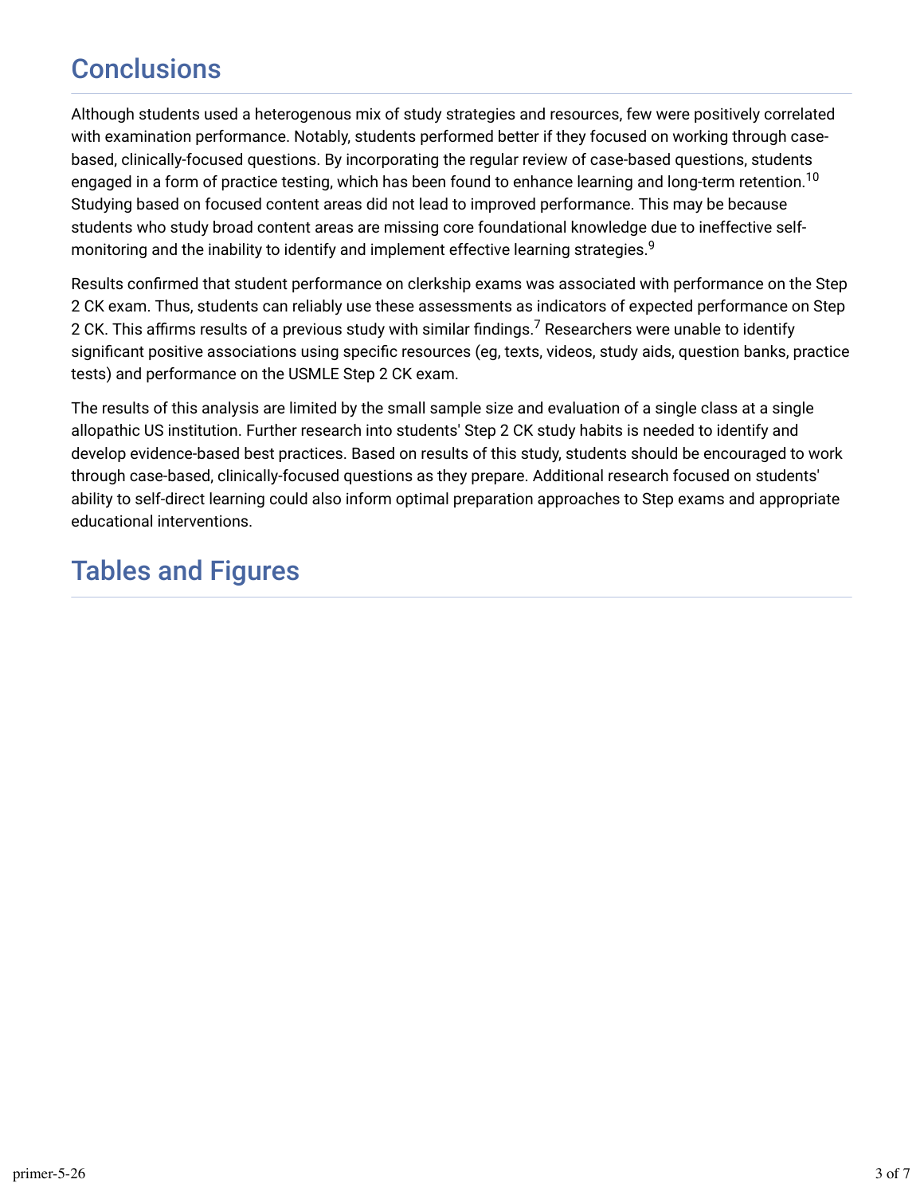## Conclusions

Although students used a heterogenous mix of study strategies and resources, few were positively correlated with examination performance. Notably, students performed better if they focused on working through case-based, clinically-focused questions. By incorporating the regular review of case-based questions, students engaged in a form of practice testing, which has been found to enhance learning and long-term retention.[10] Studying based on focused content areas did not lead to improved performance. This may be because students who study broad content areas are missing core foundational knowledge due to ineffective self-monitoring and the inability to identify and implement effective learning strategies.[9]

Results confirmed that student performance on clerkship exams was associated with performance on the Step 2 CK exam. Thus, students can reliably use these assessments as indicators of expected performance on Step 2 CK. This affirms results of a previous study with similar findings.[7] Researchers were unable to identify significant positive associations using specific resources (eg, texts, videos, study aids, question banks, practice tests) and performance on the USMLE Step 2 CK exam.

The results of this analysis are limited by the small sample size and evaluation of a single class at a single allopathic US institution. Further research into students' Step 2 CK study habits is needed to identify and develop evidence-based best practices. Based on results of this study, students should be encouraged to work through case-based, clinically-focused questions as they prepare. Additional research focused on students' ability to self-direct learning could also inform optimal preparation approaches to Step exams and appropriate educational interventions.

## Tables and Figures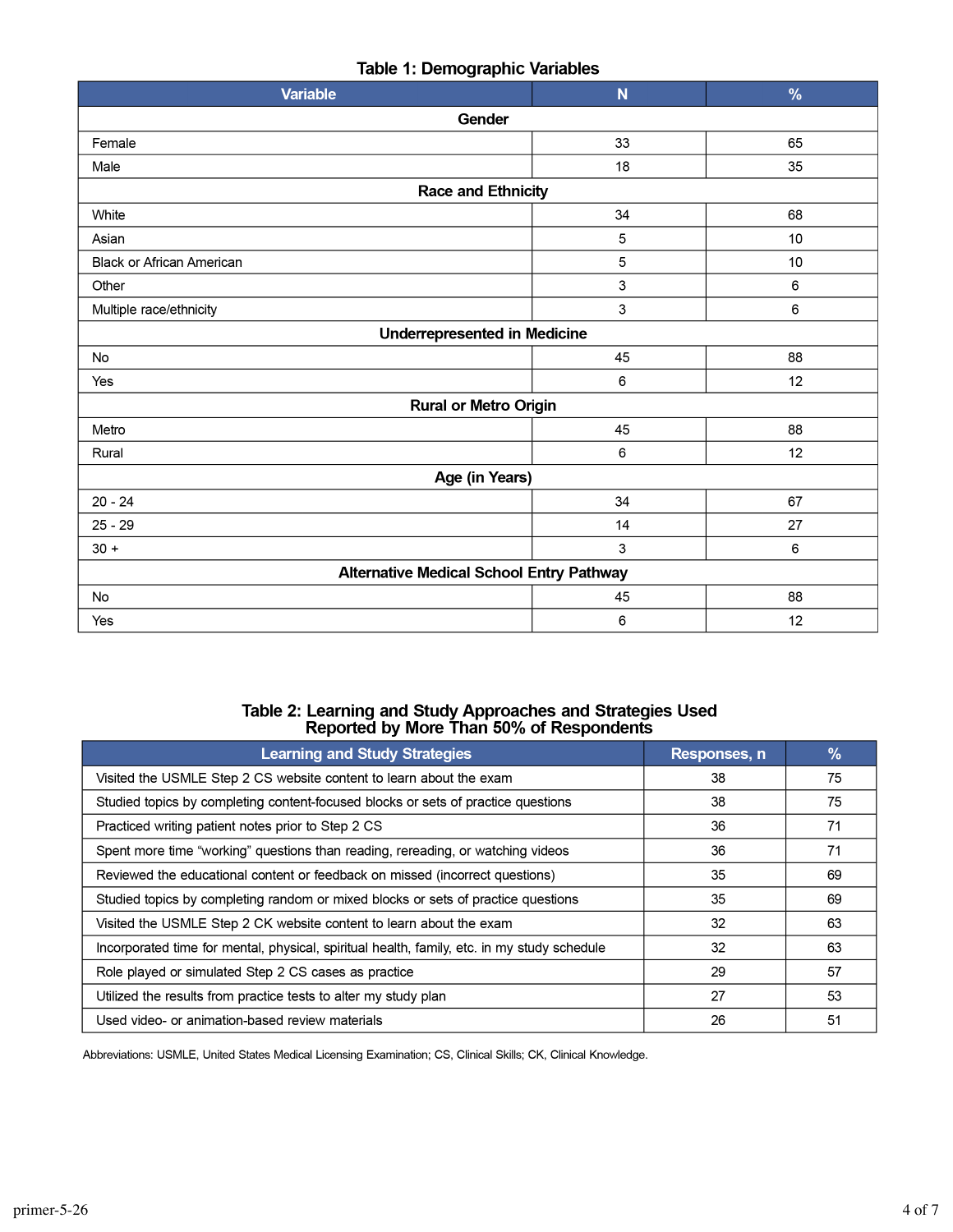**Table 1: Demographic Variables**

| Variable | N | % |
|---|---|---|
| **Gender** | | |
| Female | 33 | 65 |
| Male | 18 | 35 |
| **Race and Ethnicity** | | |
| White | 34 | 68 |
| Asian | 5 | 10 |
| Black or African American | 5 | 10 |
| Other | 3 | 6 |
| Multiple race/ethnicity | 3 | 6 |
| **Underrepresented in Medicine** | | |
| No | 45 | 88 |
| Yes | 6 | 12 |
| **Rural or Metro Origin** | | |
| Metro | 45 | 88 |
| Rural | 6 | 12 |
| **Age (in Years)** | | |
| 20 - 24 | 34 | 67 |
| 25 - 29 | 14 | 27 |
| 30 + | 3 | 6 |
| **Alternative Medical School Entry Pathway** | | |
| No | 45 | 88 |
| Yes | 6 | 12 |

**Table 2: Learning and Study Approaches and Strategies Used Reported by More Than 50% of Respondents**

| Learning and Study Strategies | Responses, n | % |
|---|---|---|
| Visited the USMLE Step 2 CS website content to learn about the exam | 38 | 75 |
| Studied topics by completing content-focused blocks or sets of practice questions | 38 | 75 |
| Practiced writing patient notes prior to Step 2 CS | 36 | 71 |
| Spent more time "working" questions than reading, rereading, or watching videos | 36 | 71 |
| Reviewed the educational content or feedback on missed (incorrect questions) | 35 | 69 |
| Studied topics by completing random or mixed blocks or sets of practice questions | 35 | 69 |
| Visited the USMLE Step 2 CK website content to learn about the exam | 32 | 63 |
| Incorporated time for mental, physical, spiritual health, family, etc. in my study schedule | 32 | 63 |
| Role played or simulated Step 2 CS cases as practice | 29 | 57 |
| Utilized the results from practice tests to alter my study plan | 27 | 53 |
| Used video- or animation-based review materials | 26 | 51 |

Abbreviations: USMLE, United States Medical Licensing Examination; CS, Clinical Skills; CK, Clinical Knowledge.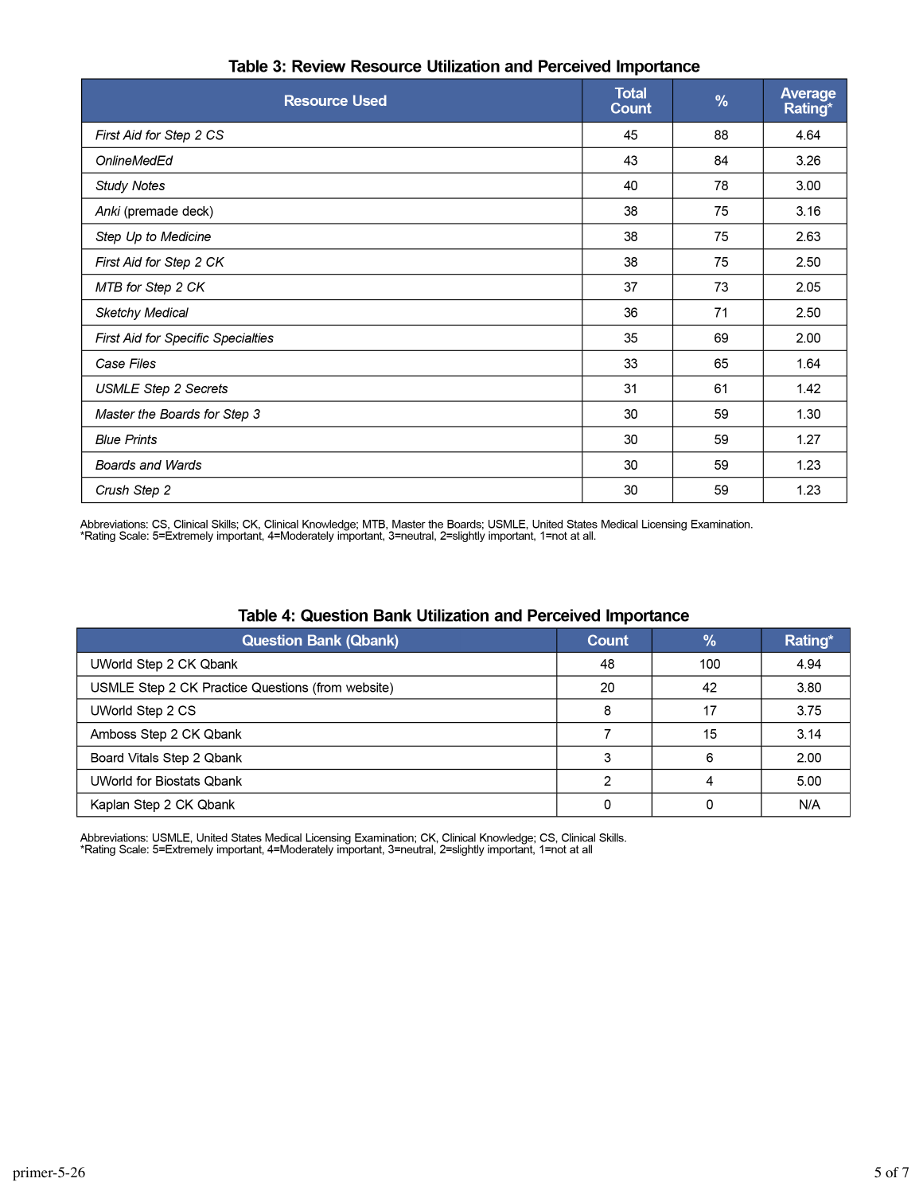**Table 3: Review Resource Utilization and Perceived Importance**

| Resource Used | Total Count | % | Average Rating* |
|---|---|---|---|
| *First Aid for Step 2 CS* | 45 | 88 | 4.64 |
| *OnlineMedEd* | 43 | 84 | 3.26 |
| *Study Notes* | 40 | 78 | 3.00 |
| *Anki* (premade deck) | 38 | 75 | 3.16 |
| *Step Up to Medicine* | 38 | 75 | 2.63 |
| *First Aid for Step 2 CK* | 38 | 75 | 2.50 |
| *MTB for Step 2 CK* | 37 | 73 | 2.05 |
| *Sketchy Medical* | 36 | 71 | 2.50 |
| *First Aid for Specific Specialties* | 35 | 69 | 2.00 |
| *Case Files* | 33 | 65 | 1.64 |
| *USMLE Step 2 Secrets* | 31 | 61 | 1.42 |
| *Master the Boards for Step 3* | 30 | 59 | 1.30 |
| *Blue Prints* | 30 | 59 | 1.27 |
| *Boards and Wards* | 30 | 59 | 1.23 |
| *Crush Step 2* | 30 | 59 | 1.23 |

Abbreviations: CS, Clinical Skills; CK, Clinical Knowledge; MTB, Master the Boards; USMLE, United States Medical Licensing Examination.
*Rating Scale: 5=Extremely important, 4=Moderately important, 3=neutral, 2=slightly important, 1=not at all.

**Table 4: Question Bank Utilization and Perceived Importance**

| Question Bank (Qbank) | Count | % | Rating* |
|---|---|---|---|
| UWorld Step 2 CK Qbank | 48 | 100 | 4.94 |
| USMLE Step 2 CK Practice Questions (from website) | 20 | 42 | 3.80 |
| UWorld Step 2 CS | 8 | 17 | 3.75 |
| Amboss Step 2 CK Qbank | 7 | 15 | 3.14 |
| Board Vitals Step 2 Qbank | 3 | 6 | 2.00 |
| UWorld for Biostats Qbank | 2 | 4 | 5.00 |
| Kaplan Step 2 CK Qbank | 0 | 0 | N/A |

Abbreviations: USMLE, United States Medical Licensing Examination; CK, Clinical Knowledge; CS, Clinical Skills.
*Rating Scale: 5=Extremely important, 4=Moderately important, 3=neutral, 2=slightly important, 1=not at all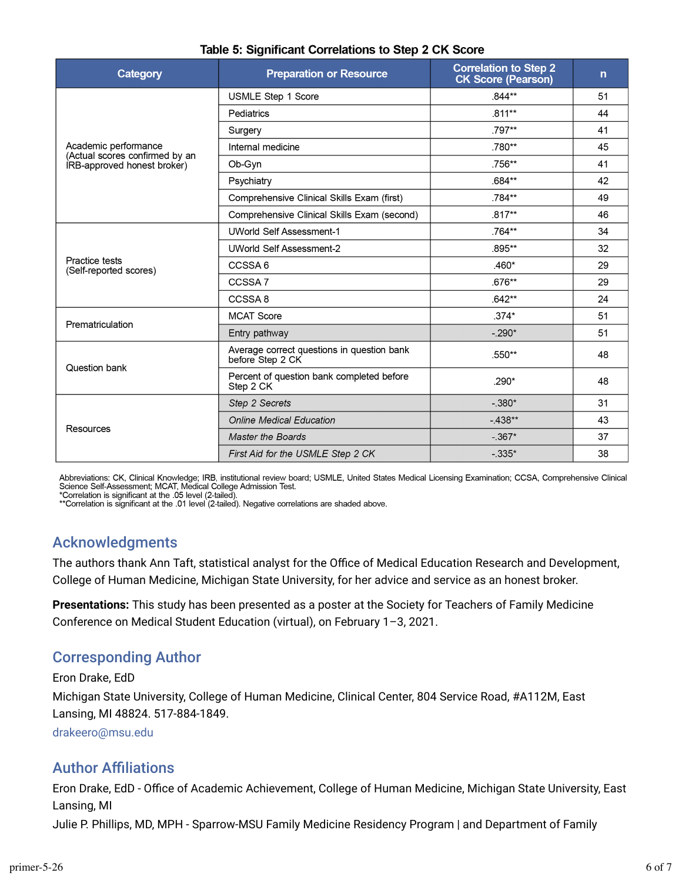**Table 5: Significant Correlations to Step 2 CK Score**

| Category | Preparation or Resource | Correlation to Step 2 CK Score (Pearson) | n |
|---|---|---|---|
| Academic performance (Actual scores confirmed by an IRB-approved honest broker) | USMLE Step 1 Score | .844** | 51 |
| | Pediatrics | .811** | 44 |
| | Surgery | .797** | 41 |
| | Internal medicine | .780** | 45 |
| | Ob-Gyn | .756** | 41 |
| | Psychiatry | .684** | 42 |
| | Comprehensive Clinical Skills Exam (first) | .784** | 49 |
| | Comprehensive Clinical Skills Exam (second) | .817** | 46 |
| Practice tests (Self-reported scores) | UWorld Self Assessment-1 | .764** | 34 |
| | UWorld Self Assessment-2 | .895** | 32 |
| | CCSSA 6 | .460* | 29 |
| | CCSSA 7 | .676** | 29 |
| | CCSSA 8 | .642** | 24 |
| Prematriculation | MCAT Score | .374* | 51 |
| | Entry pathway | -.290* | 51 |
| Question bank | Average correct questions in question bank before Step 2 CK | .550** | 48 |
| | Percent of question bank completed before Step 2 CK | .290* | 48 |
| Resources | *Step 2 Secrets* | -.380* | 31 |
| | *Online Medical Education* | -.438** | 43 |
| | *Master the Boards* | -.367* | 37 |
| | *First Aid for the USMLE Step 2 CK* | -.335* | 38 |

Abbreviations: CK, Clinical Knowledge; IRB, institutional review board; USMLE, United States Medical Licensing Examination; CCSA, Comprehensive Clinical Science Self-Assessment; MCAT, Medical College Admission Test.
*Correlation is significant at the .05 level (2-tailed).
**Correlation is significant at the .01 level (2-tailed). Negative correlations are shaded above.

## Acknowledgments

The authors thank Ann Taft, statistical analyst for the Office of Medical Education Research and Development, College of Human Medicine, Michigan State University, for her advice and service as an honest broker.

**Presentations:** This study has been presented as a poster at the Society for Teachers of Family Medicine Conference on Medical Student Education (virtual), on February 1–3, 2021.

## Corresponding Author

Eron Drake, EdD

Michigan State University, College of Human Medicine, Clinical Center, 804 Service Road, #A112M, East Lansing, MI 48824. 517-884-1849.

drakeero@msu.edu

## Author Affiliations

Eron Drake, EdD - Office of Academic Achievement, College of Human Medicine, Michigan State University, East Lansing, MI

Julie P. Phillips, MD, MPH - Sparrow-MSU Family Medicine Residency Program | and Department of Family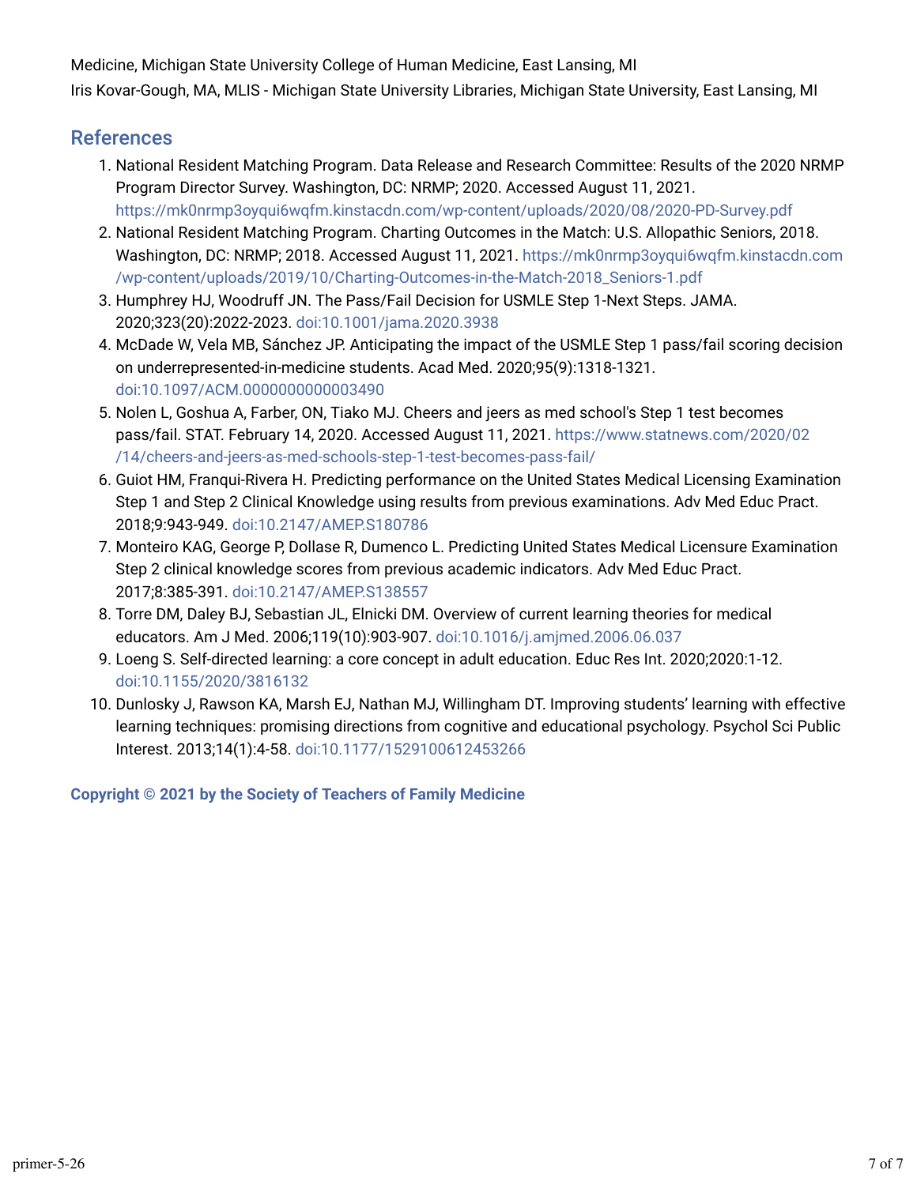Medicine, Michigan State University College of Human Medicine, East Lansing, MI

Iris Kovar-Gough, MA, MLIS - Michigan State University Libraries, Michigan State University, East Lansing, MI

## References

1. National Resident Matching Program. Data Release and Research Committee: Results of the 2020 NRMP Program Director Survey. Washington, DC: NRMP; 2020. Accessed August 11, 2021. https://mk0nrmp3oyqui6wqfm.kinstacdn.com/wp-content/uploads/2020/08/2020-PD-Survey.pdf
2. National Resident Matching Program. Charting Outcomes in the Match: U.S. Allopathic Seniors, 2018. Washington, DC: NRMP; 2018. Accessed August 11, 2021. https://mk0nrmp3oyqui6wqfm.kinstacdn.com/wp-content/uploads/2019/10/Charting-Outcomes-in-the-Match-2018_Seniors-1.pdf
3. Humphrey HJ, Woodruff JN. The Pass/Fail Decision for USMLE Step 1-Next Steps. JAMA. 2020;323(20):2022-2023. doi:10.1001/jama.2020.3938
4. McDade W, Vela MB, Sánchez JP. Anticipating the impact of the USMLE Step 1 pass/fail scoring decision on underrepresented-in-medicine students. Acad Med. 2020;95(9):1318-1321. doi:10.1097/ACM.0000000000003490
5. Nolen L, Goshua A, Farber, ON, Tiako MJ. Cheers and jeers as med school's Step 1 test becomes pass/fail. STAT. February 14, 2020. Accessed August 11, 2021. https://www.statnews.com/2020/02/14/cheers-and-jeers-as-med-schools-step-1-test-becomes-pass-fail/
6. Guiot HM, Franqui-Rivera H. Predicting performance on the United States Medical Licensing Examination Step 1 and Step 2 Clinical Knowledge using results from previous examinations. Adv Med Educ Pract. 2018;9:943-949. doi:10.2147/AMEP.S180786
7. Monteiro KAG, George P, Dollase R, Dumenco L. Predicting United States Medical Licensure Examination Step 2 clinical knowledge scores from previous academic indicators. Adv Med Educ Pract. 2017;8:385-391. doi:10.2147/AMEP.S138557
8. Torre DM, Daley BJ, Sebastian JL, Elnicki DM. Overview of current learning theories for medical educators. Am J Med. 2006;119(10):903-907. doi:10.1016/j.amjmed.2006.06.037
9. Loeng S. Self-directed learning: a core concept in adult education. Educ Res Int. 2020;2020:1-12. doi:10.1155/2020/3816132
10. Dunlosky J, Rawson KA, Marsh EJ, Nathan MJ, Willingham DT. Improving students' learning with effective learning techniques: promising directions from cognitive and educational psychology. Psychol Sci Public Interest. 2013;14(1):4-58. doi:10.1177/1529100612453266

**Copyright © 2021 by the Society of Teachers of Family Medicine**